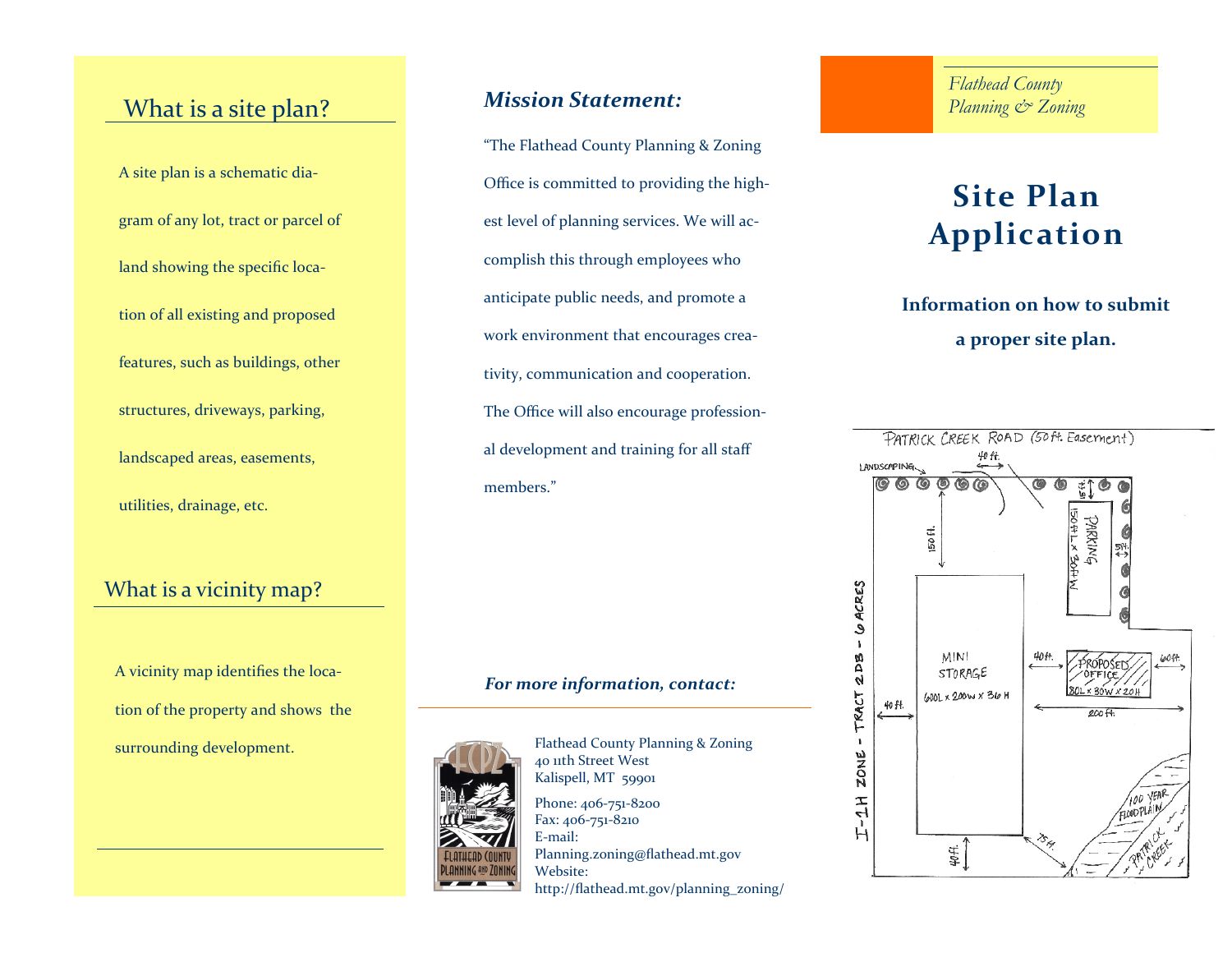## What is a site plan?

A site plan is a schematic diagram of any lot, tract or parcel of land showing the specific location of all existing and proposed features, such as buildings, other structures, driveways, parking, landscaped areas, easements, utilities, drainage, etc.

## What is a vicinity map?

A vicinity map identifies the location of the property and shows the surrounding development.

### *Mission Statement:*

"The Flathead County Planning & Zoning Office is committed to providing the highest level of planning services. We will accomplish this through employees who anticipate public needs, and promote a work environment that encourages creativity, communication and cooperation. The Office will also encourage professional development and training for all staff members."

### *For more information, contact:*

Flathead County Planning & Zoning
40 11th Street West
Kalispell, MT 59901

Phone: 406-751-8200
Fax: 406-751-8210
E-mail:
Planning.zoning@flathead.mt.gov
Website:
http://flathead.mt.gov/planning_zoning/

*Flathead County Planning & Zoning*

# Site Plan Application

**Information on how to submit a proper site plan.**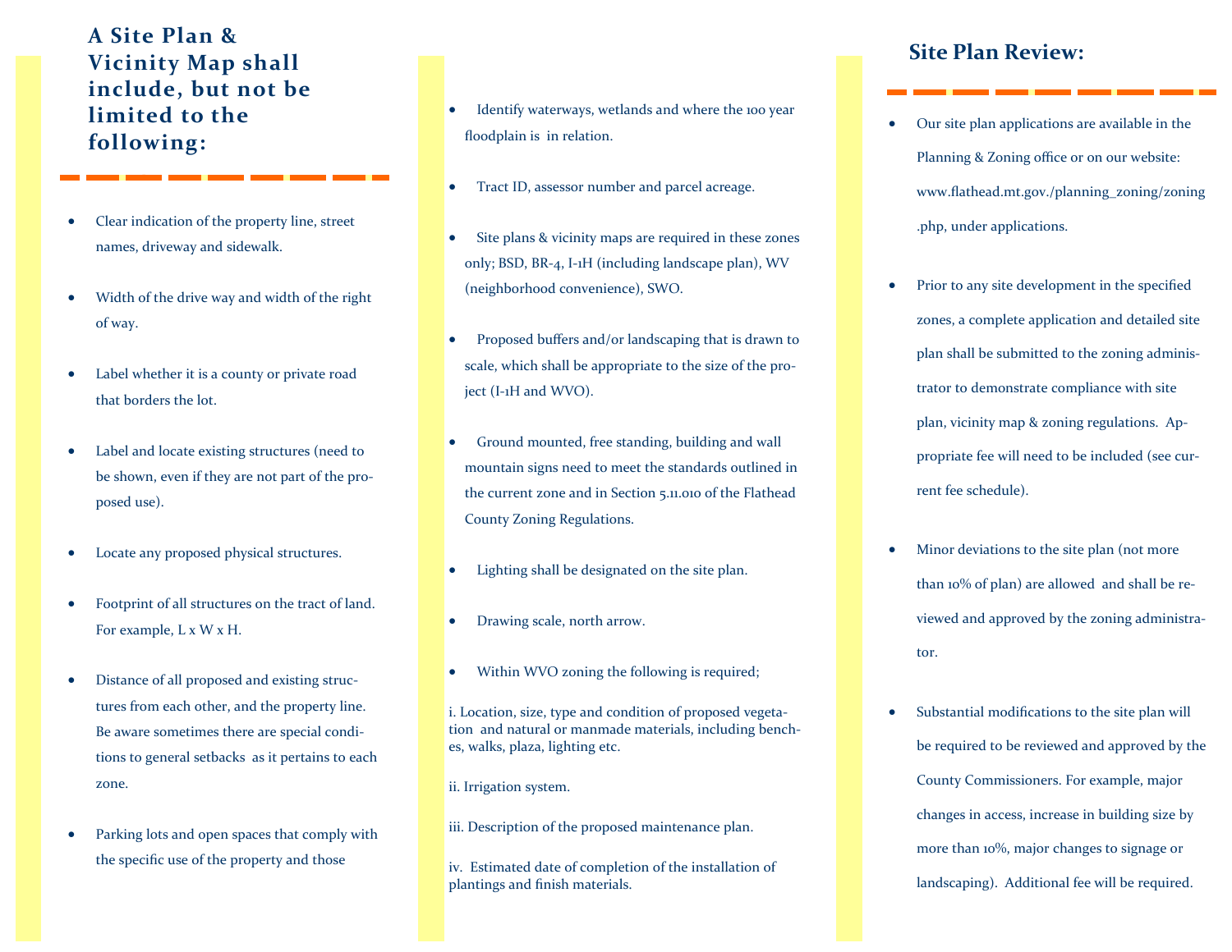## A Site Plan & Vicinity Map shall include, but not be limited to the following:

- Clear indication of the property line, street names, driveway and sidewalk.
- Width of the drive way and width of the right of way.
- Label whether it is a county or private road that borders the lot.
- Label and locate existing structures (need to be shown, even if they are not part of the proposed use).
- Locate any proposed physical structures.
- Footprint of all structures on the tract of land. For example, L x W x H.
- Distance of all proposed and existing structures from each other, and the property line. Be aware sometimes there are special conditions to general setbacks as it pertains to each zone.
- Parking lots and open spaces that comply with the specific use of the property and those
- Identify waterways, wetlands and where the 100 year floodplain is in relation.
- Tract ID, assessor number and parcel acreage.
- Site plans & vicinity maps are required in these zones only; BSD, BR-4, I-1H (including landscape plan), WV (neighborhood convenience), SWO.
- Proposed buffers and/or landscaping that is drawn to scale, which shall be appropriate to the size of the project (I-1H and WVO).
- Ground mounted, free standing, building and wall mountain signs need to meet the standards outlined in the current zone and in Section 5.11.010 of the Flathead County Zoning Regulations.
- Lighting shall be designated on the site plan.
- Drawing scale, north arrow.
- Within WVO zoning the following is required;

i. Location, size, type and condition of proposed vegetation and natural or manmade materials, including benches, walks, plaza, lighting etc.

ii. Irrigation system.

iii. Description of the proposed maintenance plan.

iv. Estimated date of completion of the installation of plantings and finish materials.

## Site Plan Review:

- Our site plan applications are available in the Planning & Zoning office or on our website: www.flathead.mt.gov./planning_zoning/zoning.php, under applications.
- Prior to any site development in the specified zones, a complete application and detailed site plan shall be submitted to the zoning administrator to demonstrate compliance with site plan, vicinity map & zoning regulations. Appropriate fee will need to be included (see current fee schedule).
- Minor deviations to the site plan (not more than 10% of plan) are allowed and shall be reviewed and approved by the zoning administrator.
- Substantial modifications to the site plan will be required to be reviewed and approved by the County Commissioners. For example, major changes in access, increase in building size by more than 10%, major changes to signage or landscaping). Additional fee will be required.